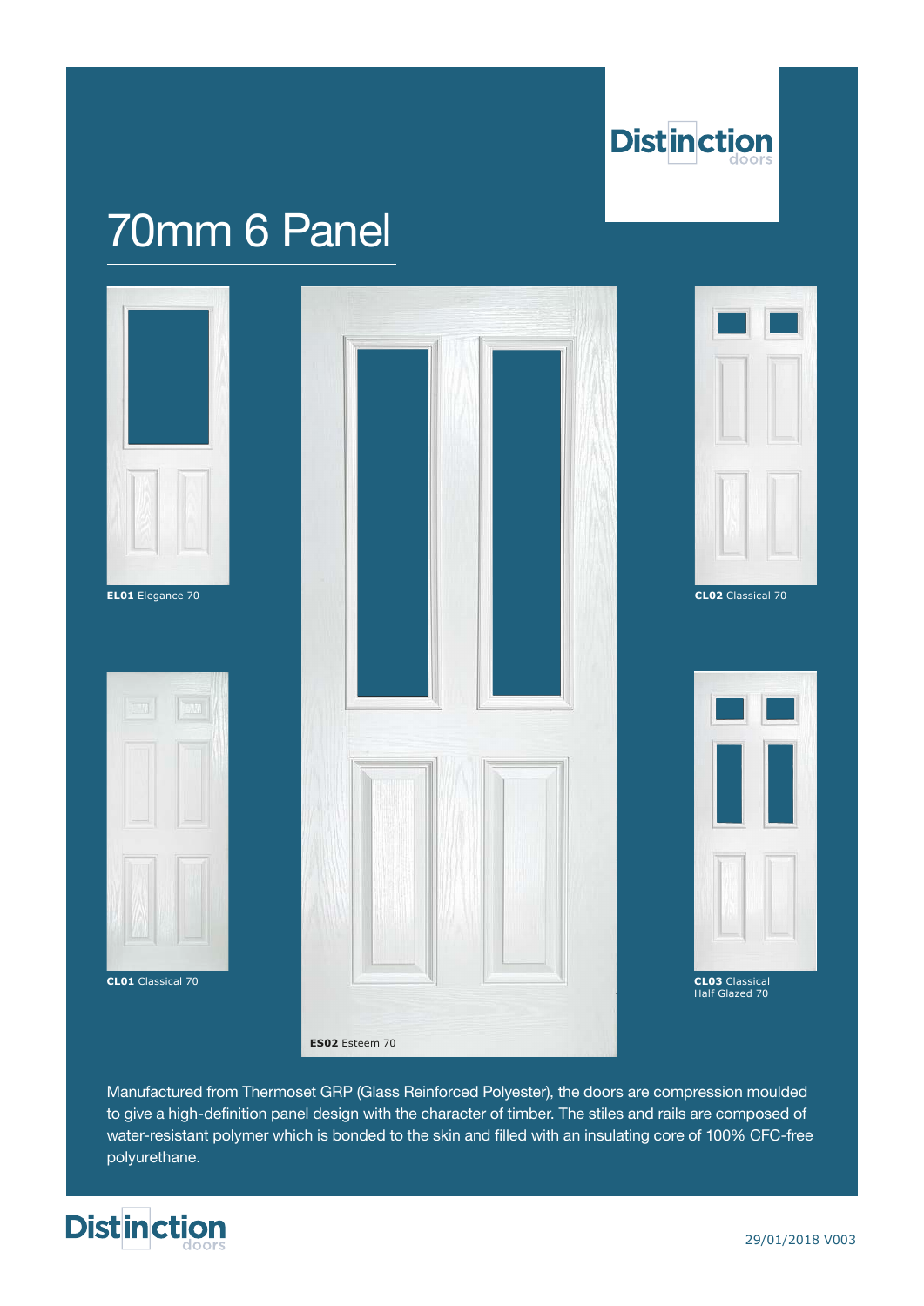Distinction doors

# 70mm 6 Panel

**EL01** Elegance 70

**CL02** Classical 70

**CL01** Classical 70

**ES02** Esteem 70

**CL03** Classical Half Glazed 70

Manufactured from Thermoset GRP (Glass Reinforced Polyester), the doors are compression moulded to give a high-definition panel design with the character of timber. The stiles and rails are composed of water-resistant polymer which is bonded to the skin and filled with an insulating core of 100% CFC-free polyurethane.

Distinction doors

29/01/2018 V003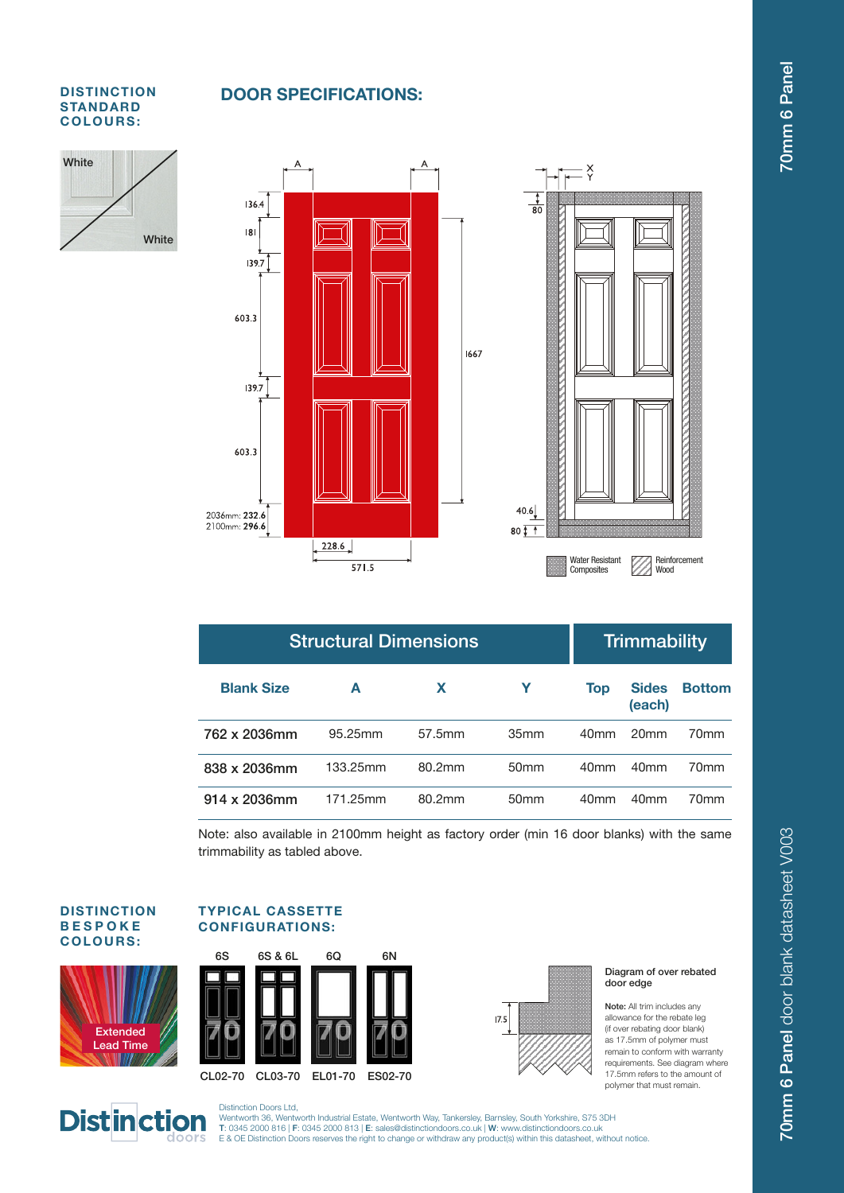## DISTINCTION STANDARD COLOURS:

White

White

## DOOR SPECIFICATIONS:

A
A
136.4
181
139.7
603.3
139.7
603.3
2036mm: 232.6
2100mm: 296.6
228.6
571.5
1667

X
Y
80
40.6
80

Water Resistant Composites
Reinforcement Wood

| Structural Dimensions | | | | Trimmability | | |
|---|---|---|---|---|---|---|
| Blank Size | A | X | Y | Top | Sides (each) | Bottom |
| 762 x 2036mm | 95.25mm | 57.5mm | 35mm | 40mm | 20mm | 70mm |
| 838 x 2036mm | 133.25mm | 80.2mm | 50mm | 40mm | 40mm | 70mm |
| 914 x 2036mm | 171.25mm | 80.2mm | 50mm | 40mm | 40mm | 70mm |

Note: also available in 2100mm height as factory order (min 16 door blanks) with the same trimmability as tabled above.

## DISTINCTION BESPOKE COLOURS:

Extended Lead Time

## TYPICAL CASSETTE CONFIGURATIONS:

6S
6S & 6L
6Q
6N

CL02-70
CL03-70
EL01-70
ES02-70

17.5

**Diagram of over rebated door edge**

**Note:** All trim includes any allowance for the rebate leg (if over rebating door blank) as 17.5mm of polymer must remain to conform with warranty requirements. See diagram where 17.5mm refers to the amount of polymer that must remain.

Distinction Doors Ltd,
Wentworth 36, Wentworth Industrial Estate, Wentworth Way, Tankersley, Barnsley, South Yorkshire, S75 3DH
**T**: 0345 2000 816 | **F**: 0345 2000 813 | **E**: sales@distinctiondoors.co.uk | **W**: www.distinctiondoors.co.uk
E & OE Distinction Doors reserves the right to change or withdraw any product(s) within this datasheet, without notice.

**70mm 6 Panel** door blank datasheet V003